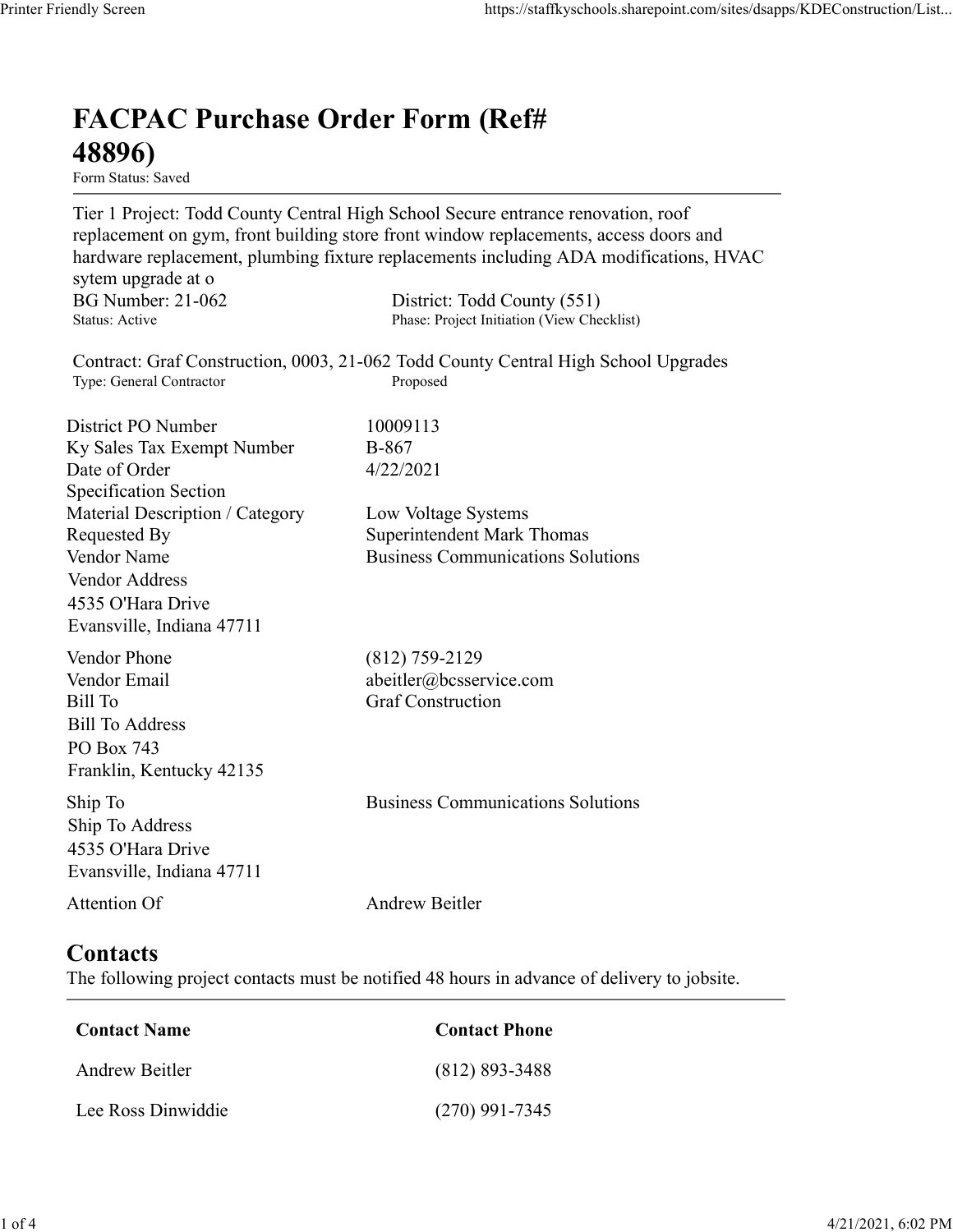# FACPAC Purchase Order Form (Ref# 48896)

Form Status: Saved

Tier 1 Project: Todd County Central High School Secure entrance renovation, roof replacement on gym, front building store front window replacements, access doors and hardware replacement, plumbing fixture replacements including ADA modifications, HVAC sytem upgrade at o

BG Number: 21-062
Status: Active

District: Todd County (551)
Phase: Project Initiation (View Checklist)

Contract: Graf Construction, 0003, 21-062 Todd County Central High School Upgrades
Type: General Contractor
Proposed

| | |
|---|---|
| District PO Number | 10009113 |
| Ky Sales Tax Exempt Number | B-867 |
| Date of Order | 4/22/2021 |
| Specification Section | |
| Material Description / Category | Low Voltage Systems |
| Requested By | Superintendent Mark Thomas |
| Vendor Name | Business Communications Solutions |
| Vendor Address<br>4535 O'Hara Drive<br>Evansville, Indiana 47711 | |
| Vendor Phone | (812) 759-2129 |
| Vendor Email | abeitler@bcsservice.com |
| Bill To | Graf Construction |
| Bill To Address<br>PO Box 743<br>Franklin, Kentucky 42135 | |
| Ship To | Business Communications Solutions |
| Ship To Address<br>4535 O'Hara Drive<br>Evansville, Indiana 47711 | |
| Attention Of | Andrew Beitler |

## Contacts

The following project contacts must be notified 48 hours in advance of delivery to jobsite.

| Contact Name | Contact Phone |
|---|---|
| Andrew Beitler | (812) 893-3488 |
| Lee Ross Dinwiddie | (270) 991-7345 |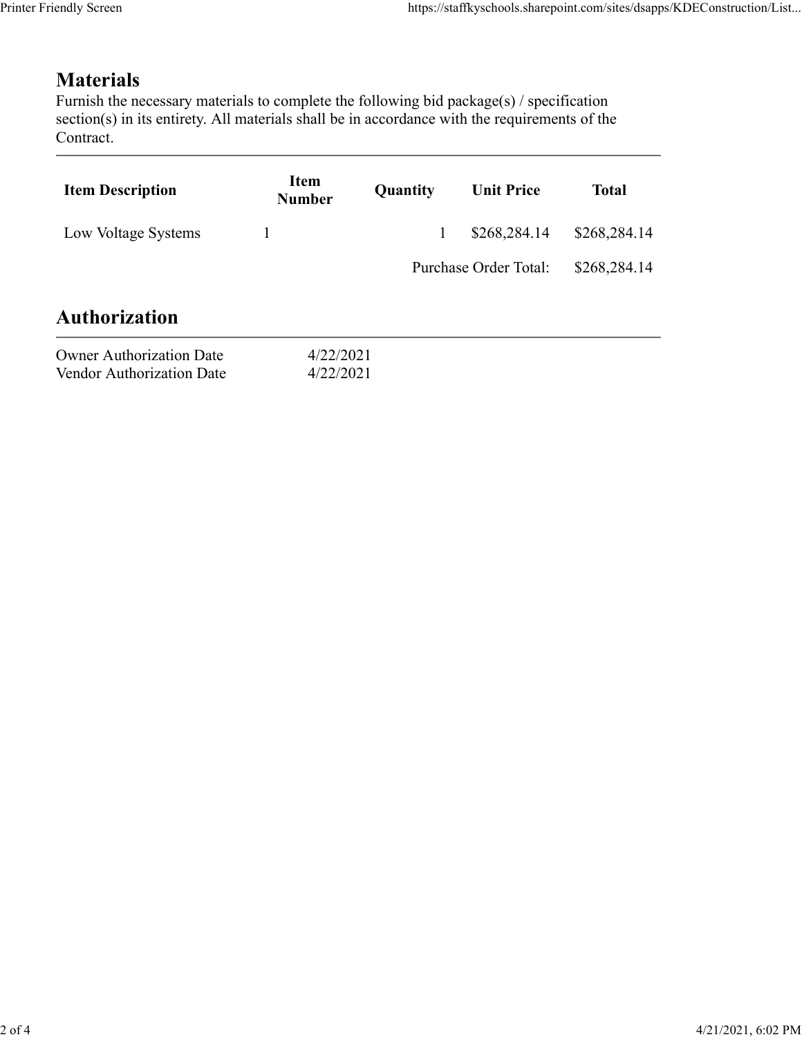## Materials

Furnish the necessary materials to complete the following bid package(s) / specification section(s) in its entirety. All materials shall be in accordance with the requirements of the Contract.

| Item Description | Item Number | Quantity | Unit Price | Total |
|---|---|---|---|---|
| Low Voltage Systems | 1 | 1 | $268,284.14 | $268,284.14 |
| | | | Purchase Order Total: | $268,284.14 |

## Authorization

| | |
|---|---|
| Owner Authorization Date | 4/22/2021 |
| Vendor Authorization Date | 4/22/2021 |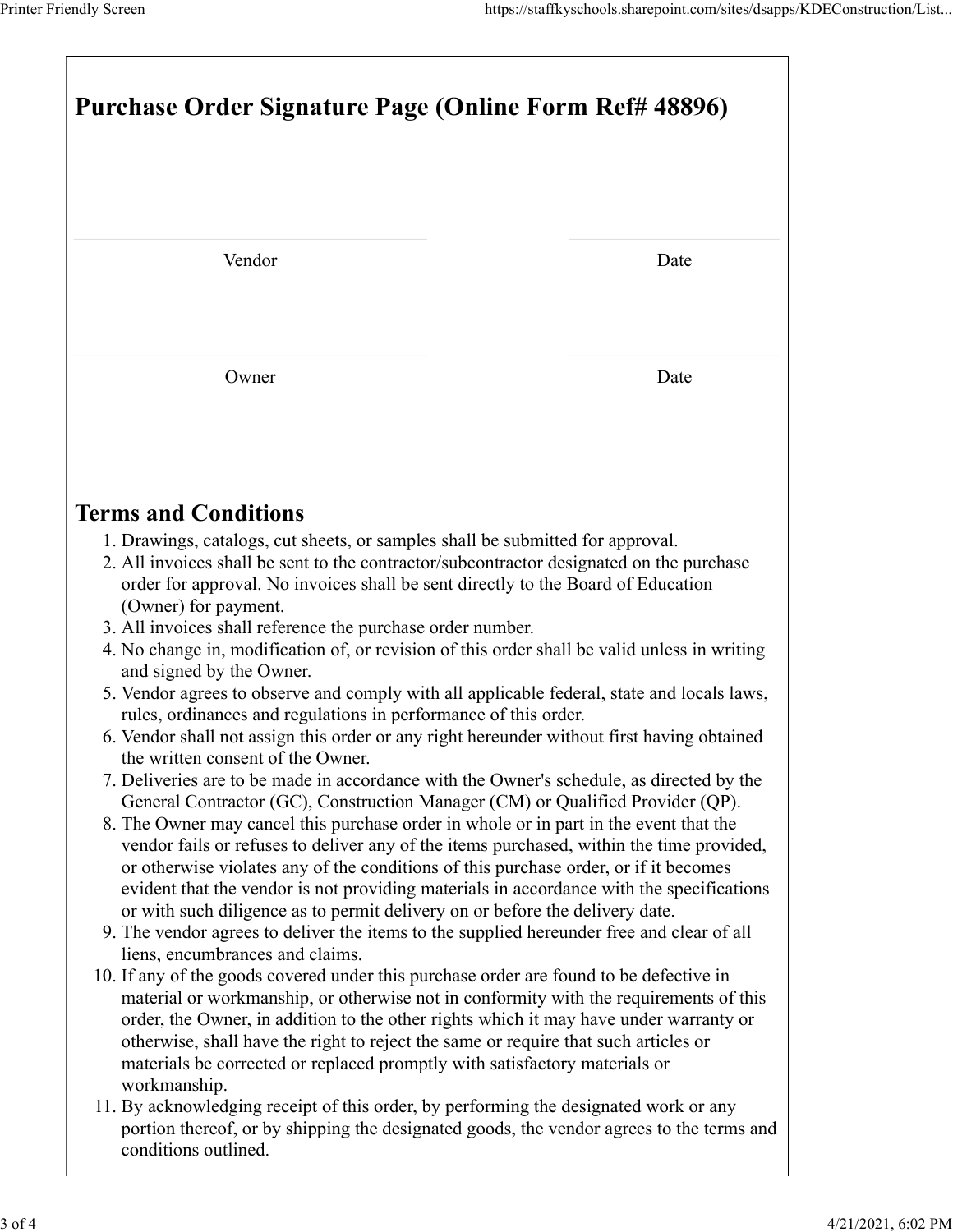# Purchase Order Signature Page (Online Form Ref# 48896)

| | |
|---|---|
| Vendor | Date |
| Owner | Date |

## Terms and Conditions

1. Drawings, catalogs, cut sheets, or samples shall be submitted for approval.
2. All invoices shall be sent to the contractor/subcontractor designated on the purchase order for approval. No invoices shall be sent directly to the Board of Education (Owner) for payment.
3. All invoices shall reference the purchase order number.
4. No change in, modification of, or revision of this order shall be valid unless in writing and signed by the Owner.
5. Vendor agrees to observe and comply with all applicable federal, state and locals laws, rules, ordinances and regulations in performance of this order.
6. Vendor shall not assign this order or any right hereunder without first having obtained the written consent of the Owner.
7. Deliveries are to be made in accordance with the Owner's schedule, as directed by the General Contractor (GC), Construction Manager (CM) or Qualified Provider (QP).
8. The Owner may cancel this purchase order in whole or in part in the event that the vendor fails or refuses to deliver any of the items purchased, within the time provided, or otherwise violates any of the conditions of this purchase order, or if it becomes evident that the vendor is not providing materials in accordance with the specifications or with such diligence as to permit delivery on or before the delivery date.
9. The vendor agrees to deliver the items to the supplied hereunder free and clear of all liens, encumbrances and claims.
10. If any of the goods covered under this purchase order are found to be defective in material or workmanship, or otherwise not in conformity with the requirements of this order, the Owner, in addition to the other rights which it may have under warranty or otherwise, shall have the right to reject the same or require that such articles or materials be corrected or replaced promptly with satisfactory materials or workmanship.
11. By acknowledging receipt of this order, by performing the designated work or any portion thereof, or by shipping the designated goods, the vendor agrees to the terms and conditions outlined.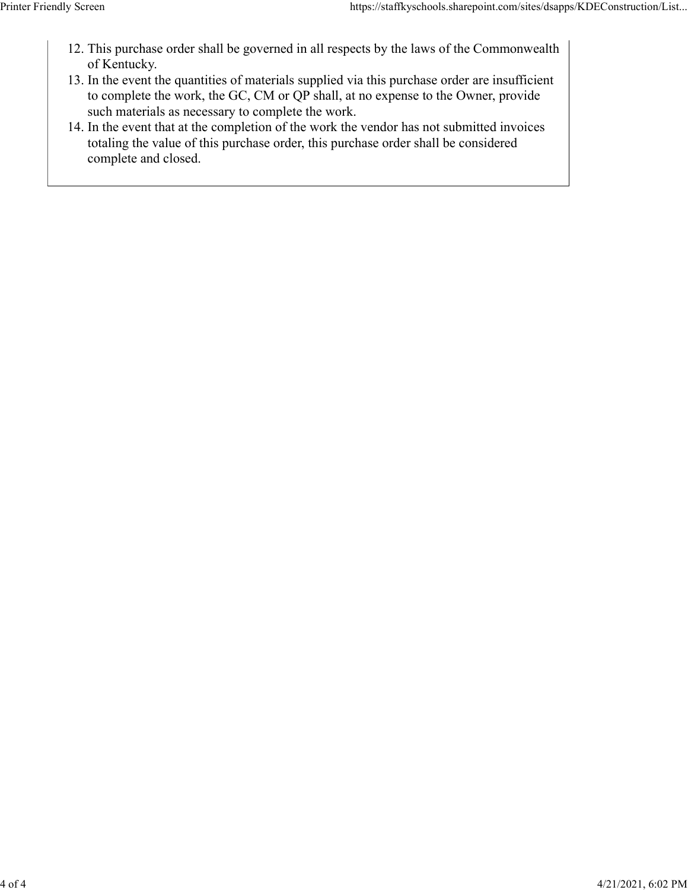12. This purchase order shall be governed in all respects by the laws of the Commonwealth of Kentucky.
13. In the event the quantities of materials supplied via this purchase order are insufficient to complete the work, the GC, CM or QP shall, at no expense to the Owner, provide such materials as necessary to complete the work.
14. In the event that at the completion of the work the vendor has not submitted invoices totaling the value of this purchase order, this purchase order shall be considered complete and closed.